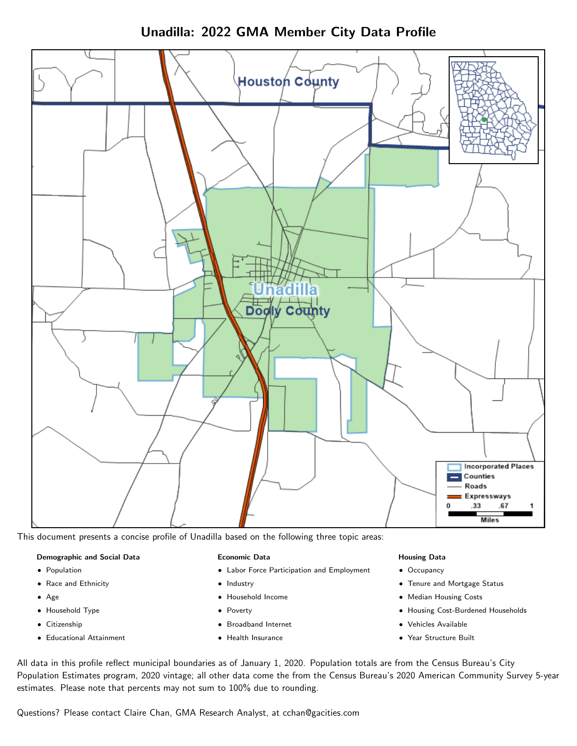# Unadilla: 2022 GMA Member City Data Profile

This document presents a concise profile of Unadilla based on the following three topic areas:

**Demographic and Social Data**

- Population
- Race and Ethnicity
- Age
- Household Type
- Citizenship
- Educational Attainment

**Economic Data**

- Labor Force Participation and Employment
- Industry
- Household Income
- Poverty
- Broadband Internet
- Health Insurance

**Housing Data**

- Occupancy
- Tenure and Mortgage Status
- Median Housing Costs
- Housing Cost-Burdened Households
- Vehicles Available
- Year Structure Built

All data in this profile reflect municipal boundaries as of January 1, 2020. Population totals are from the Census Bureau's City Population Estimates program, 2020 vintage; all other data come the from the Census Bureau's 2020 American Community Survey 5-year estimates. Please note that percents may not sum to 100% due to rounding.

Questions? Please contact Claire Chan, GMA Research Analyst, at cchan@gacities.com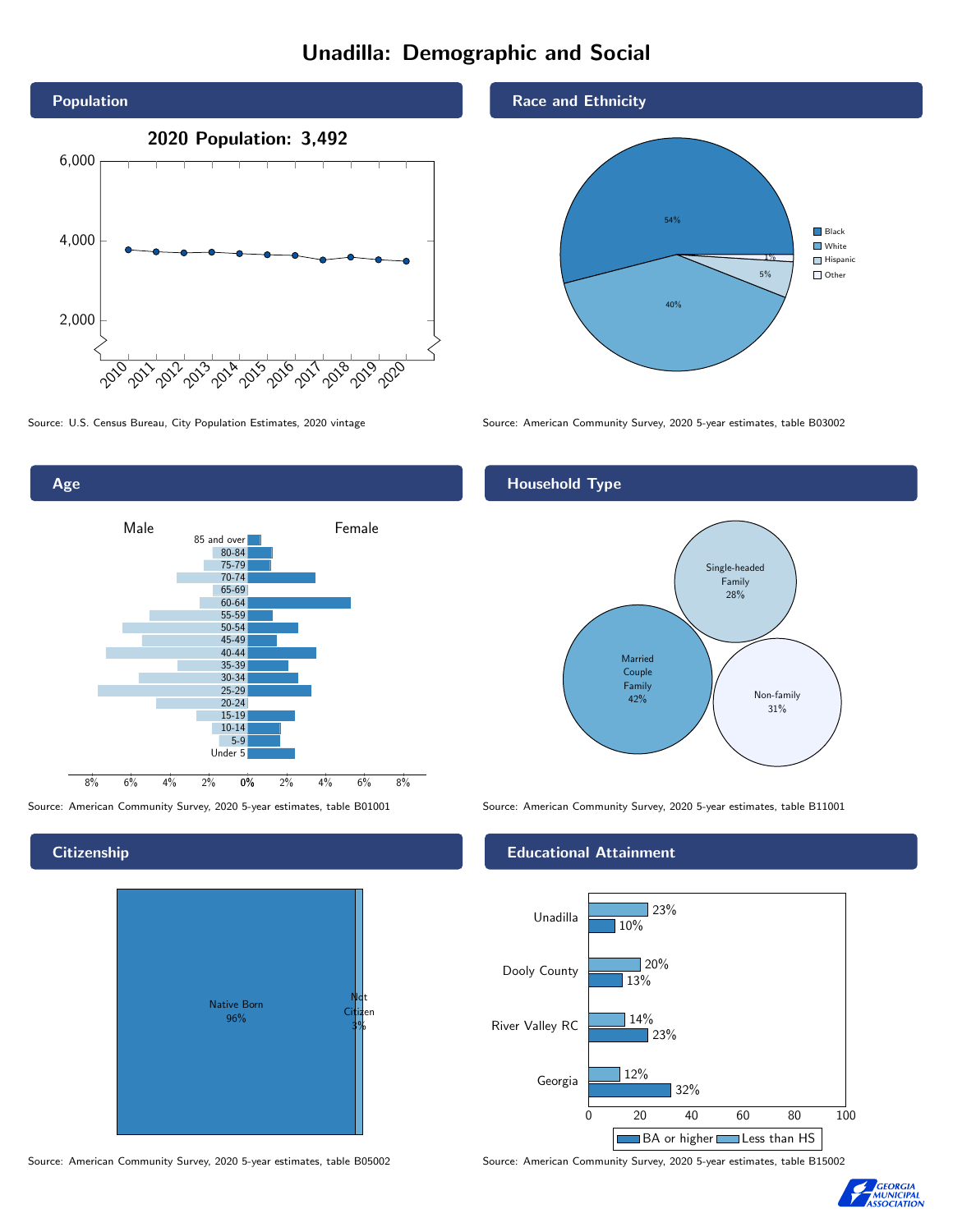# Unadilla: Demographic and Social

## Population

2020 Population: 3,492

Source: U.S. Census Bureau, City Population Estimates, 2020 vintage

## Race and Ethnicity

| Race/Ethnicity | Percent |
| --- | --- |
| Black | 54% |
| White | 40% |
| Hispanic | 5% |
| Other | 1% |

Source: American Community Survey, 2020 5-year estimates, table B03002

## Age

Male / Female

85 and over, 80-84, 75-79, 70-74, 65-69, 60-64, 55-59, 50-54, 45-49, 40-44, 35-39, 30-34, 25-29, 20-24, 15-19, 10-14, 5-9, Under 5

Source: American Community Survey, 2020 5-year estimates, table B01001

## Household Type

| Household Type | Percent |
| --- | --- |
| Married Couple Family | 42% |
| Single-headed Family | 28% |
| Non-family | 31% |

Source: American Community Survey, 2020 5-year estimates, table B11001

## Citizenship

| Citizenship | Percent |
| --- | --- |
| Native Born | 96% |
| Not Citizen | 3% |

Source: American Community Survey, 2020 5-year estimates, table B05002

## Educational Attainment

| Area | Less than HS | BA or higher |
| --- | --- | --- |
| Unadilla | 23% | 10% |
| Dooly County | 20% | 13% |
| River Valley RC | 14% | 23% |
| Georgia | 12% | 32% |

Source: American Community Survey, 2020 5-year estimates, table B15002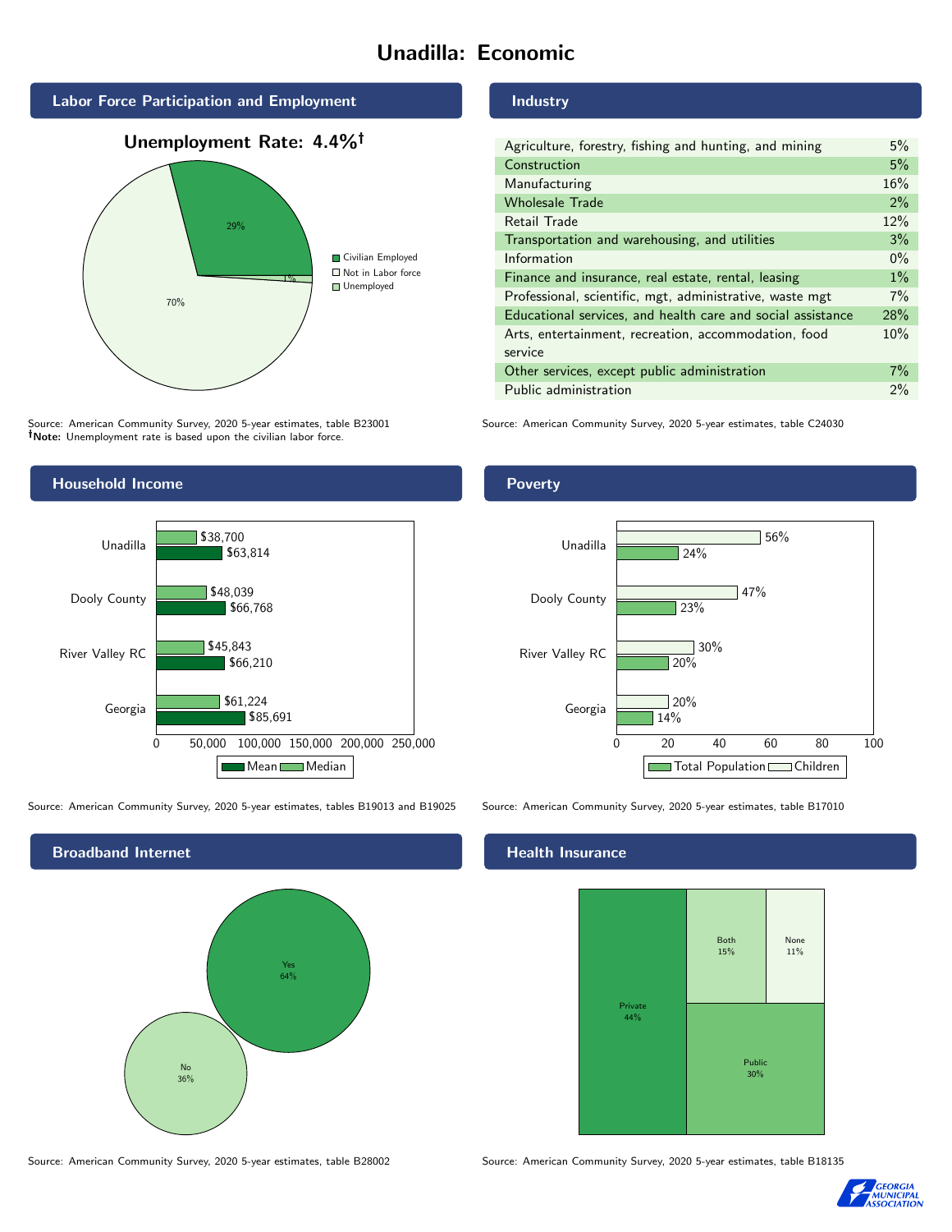# Unadilla: Economic

## Labor Force Participation and Employment

**Unemployment Rate: 4.4%†**

| Category | Percent |
|---|---|
| Civilian Employed | 29% |
| Not in Labor force | 70% |
| Unemployed | 1% |

Source: American Community Survey, 2020 5-year estimates, table B23001
**†Note:** Unemployment rate is based upon the civilian labor force.

## Industry

| Industry | Percent |
|---|---|
| Agriculture, forestry, fishing and hunting, and mining | 5% |
| Construction | 5% |
| Manufacturing | 16% |
| Wholesale Trade | 2% |
| Retail Trade | 12% |
| Transportation and warehousing, and utilities | 3% |
| Information | 0% |
| Finance and insurance, real estate, rental, leasing | 1% |
| Professional, scientific, mgt, administrative, waste mgt | 7% |
| Educational services, and health care and social assistance | 28% |
| Arts, entertainment, recreation, accommodation, food service | 10% |
| Other services, except public administration | 7% |
| Public administration | 2% |

Source: American Community Survey, 2020 5-year estimates, table C24030

## Household Income

| | Median | Mean |
|---|---|---|
| Unadilla | $38,700 | $63,814 |
| Dooly County | $48,039 | $66,768 |
| River Valley RC | $45,843 | $66,210 |
| Georgia | $61,224 | $85,691 |

Source: American Community Survey, 2020 5-year estimates, tables B19013 and B19025

## Poverty

| | Children | Total Population |
|---|---|---|
| Unadilla | 56% | 24% |
| Dooly County | 47% | 23% |
| River Valley RC | 30% | 20% |
| Georgia | 20% | 14% |

Source: American Community Survey, 2020 5-year estimates, table B17010

## Broadband Internet

| | Percent |
|---|---|
| Yes | 64% |
| No | 36% |

Source: American Community Survey, 2020 5-year estimates, table B28002

## Health Insurance

| | Percent |
|---|---|
| Private | 44% |
| Public | 30% |
| Both | 15% |
| None | 11% |

Source: American Community Survey, 2020 5-year estimates, table B18135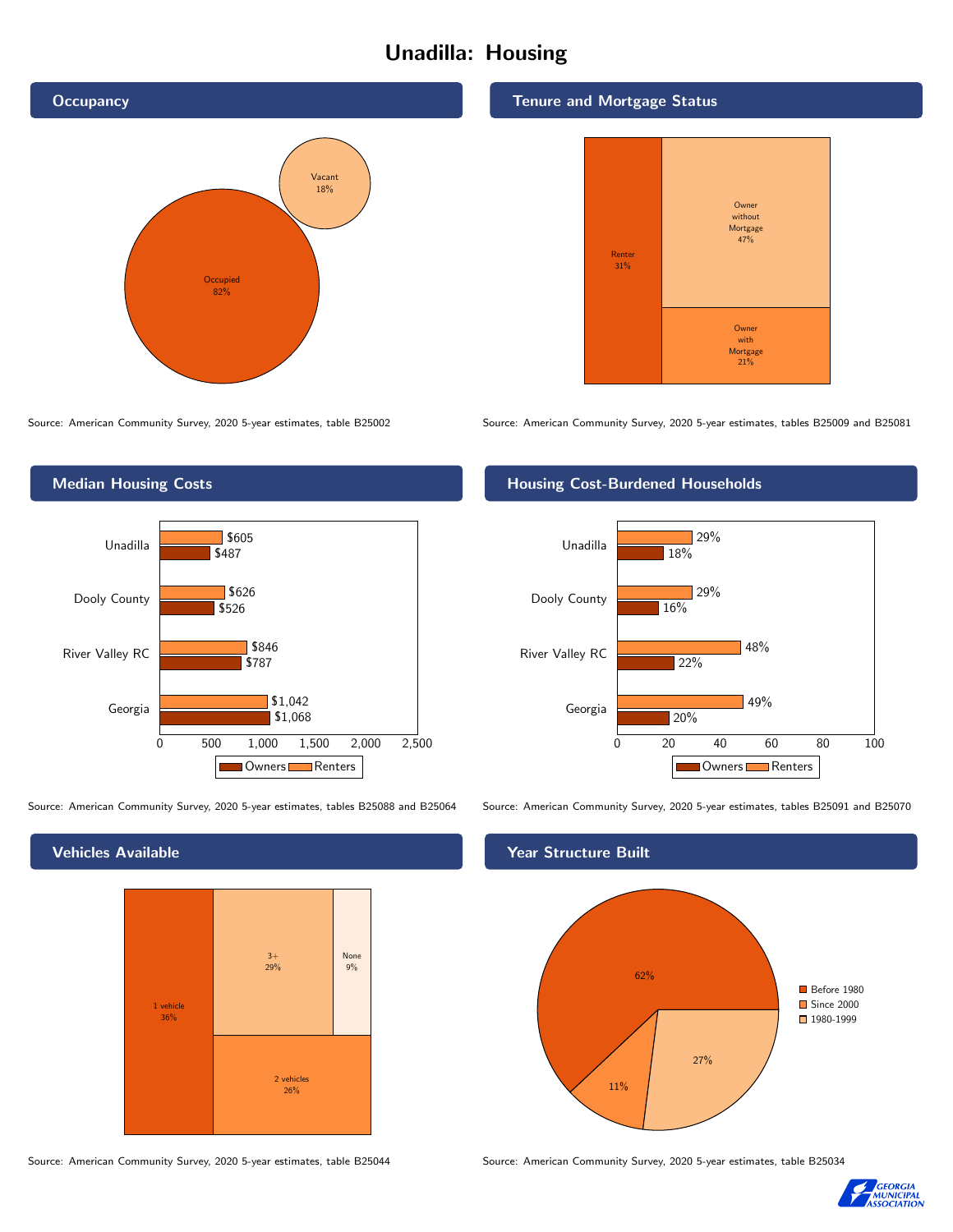# Unadilla: Housing

## Occupancy

Vacant
18%

Occupied
82%

Source: American Community Survey, 2020 5-year estimates, table B25002

## Tenure and Mortgage Status

Renter
31%

Owner
without
Mortgage
47%

Owner
with
Mortgage
21%

Source: American Community Survey, 2020 5-year estimates, tables B25009 and B25081

## Median Housing Costs

Unadilla
$605
$487

Dooly County
$626
$526

River Valley RC
$846
$787

Georgia
$1,042
$1,068

0 500 1,000 1,500 2,000 2,500

Owners Renters

Source: American Community Survey, 2020 5-year estimates, tables B25088 and B25064

## Housing Cost-Burdened Households

Unadilla
29%
18%

Dooly County
29%
16%

River Valley RC
48%
22%

Georgia
49%
20%

0 20 40 60 80 100

Owners Renters

Source: American Community Survey, 2020 5-year estimates, tables B25091 and B25070

## Vehicles Available

1 vehicle
36%

3+
29%

None
9%

2 vehicles
26%

Source: American Community Survey, 2020 5-year estimates, table B25044

## Year Structure Built

62%

11%

27%

Before 1980
Since 2000
1980-1999

Source: American Community Survey, 2020 5-year estimates, table B25034